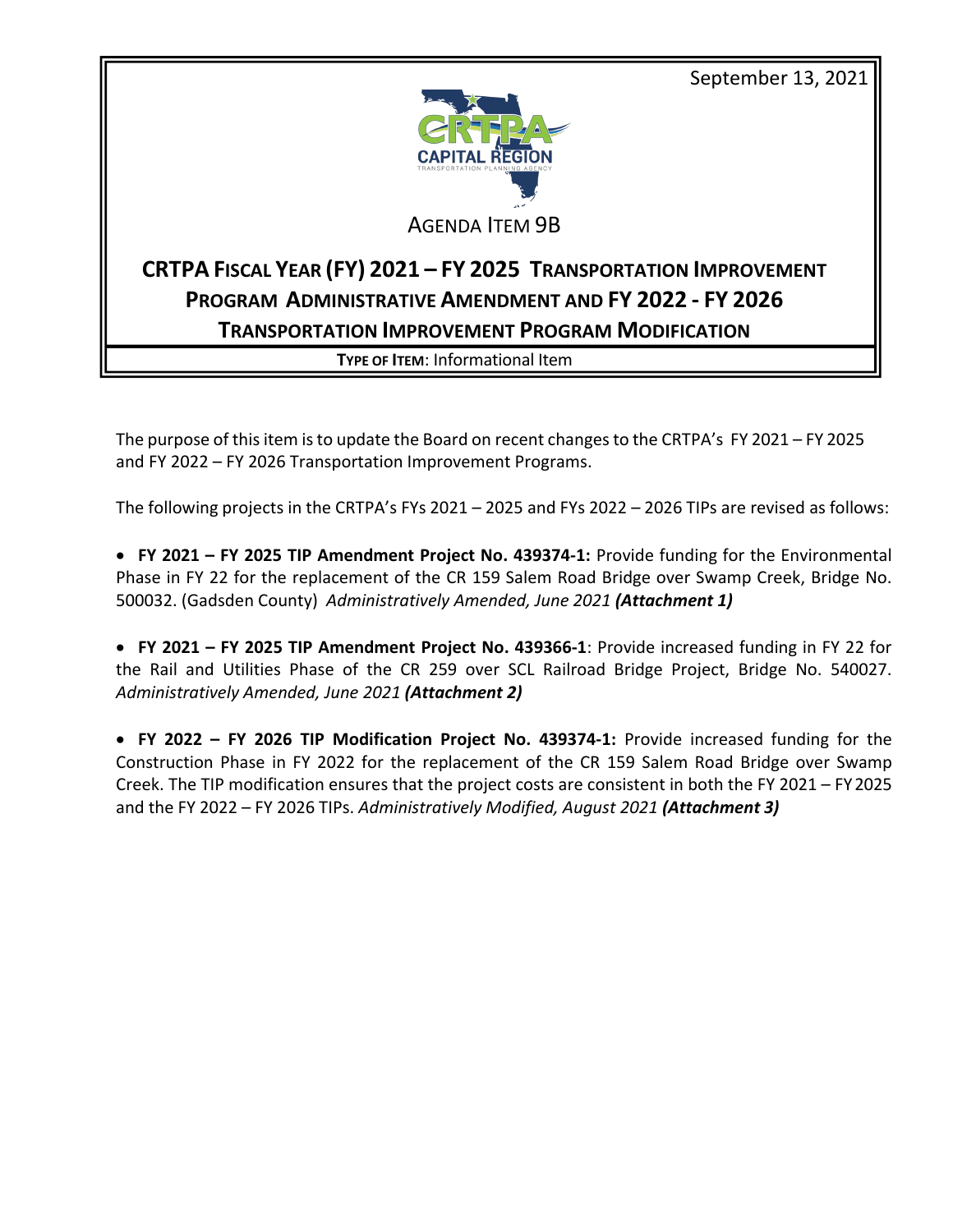September 13, 2021

AGENDA ITEM 9B

# CRTPA FISCAL YEAR (FY) 2021 – FY 2025 TRANSPORTATION IMPROVEMENT PROGRAM ADMINISTRATIVE AMENDMENT AND FY 2022 - FY 2026 TRANSPORTATION IMPROVEMENT PROGRAM MODIFICATION

**TYPE OF ITEM**: Informational Item

The purpose of this item is to update the Board on recent changes to the CRTPA's FY 2021 – FY 2025 and FY 2022 – FY 2026 Transportation Improvement Programs.

The following projects in the CRTPA's FYs 2021 – 2025 and FYs 2022 – 2026 TIPs are revised as follows:

- **FY 2021 – FY 2025 TIP Amendment Project No. 439374-1:** Provide funding for the Environmental Phase in FY 22 for the replacement of the CR 159 Salem Road Bridge over Swamp Creek, Bridge No. 500032. (Gadsden County) *Administratively Amended, June 2021* ***(Attachment 1)***

- **FY 2021 – FY 2025 TIP Amendment Project No. 439366-1**: Provide increased funding in FY 22 for the Rail and Utilities Phase of the CR 259 over SCL Railroad Bridge Project, Bridge No. 540027. *Administratively Amended, June 2021* ***(Attachment 2)***

- **FY 2022 – FY 2026 TIP Modification Project No. 439374-1:** Provide increased funding for the Construction Phase in FY 2022 for the replacement of the CR 159 Salem Road Bridge over Swamp Creek. The TIP modification ensures that the project costs are consistent in both the FY 2021 – FY 2025 and the FY 2022 – FY 2026 TIPs. *Administratively Modified, August 2021* ***(Attachment 3)***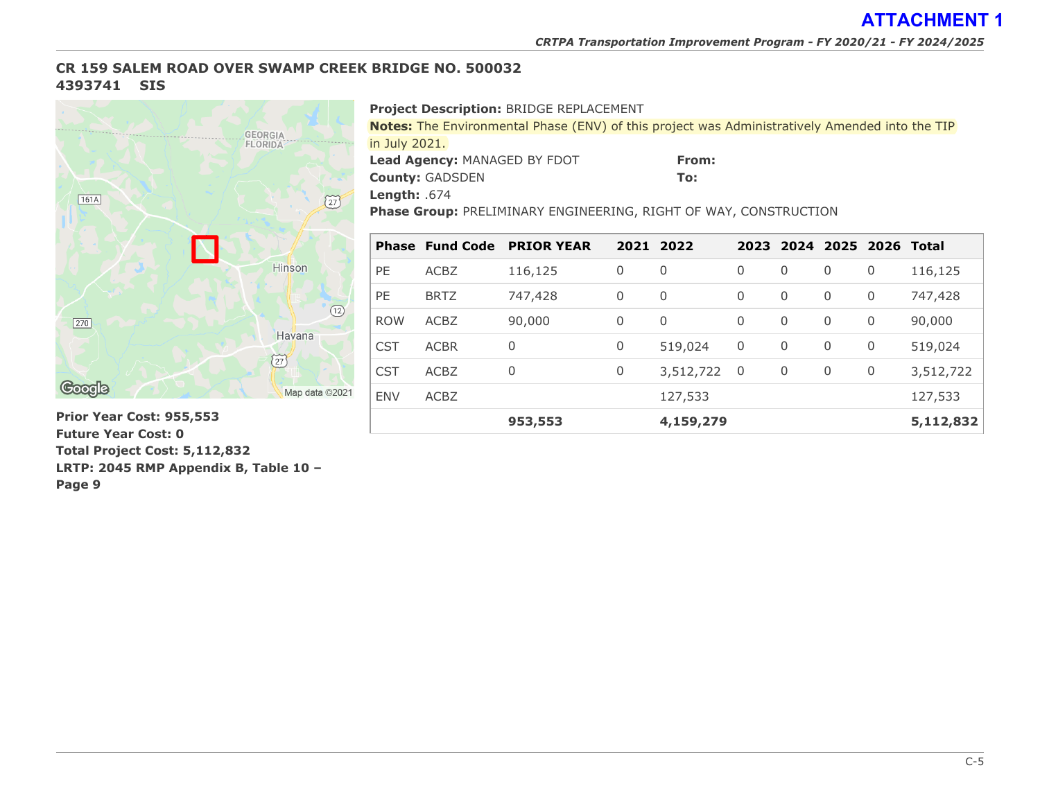# ATTACHMENT 1

*CRTPA Transportation Improvement Program - FY 2020/21 - FY 2024/2025*

## CR 159 SALEM ROAD OVER SWAMP CREEK BRIDGE NO. 500032
## 4393741 SIS

**Project Description:** BRIDGE REPLACEMENT

**Notes:** The Environmental Phase (ENV) of this project was Administratively Amended into the TIP in July 2021.

**Lead Agency:** MANAGED BY FDOT

**From:**

**County:** GADSDEN

**To:**

**Length:** .674

**Phase Group:** PRELIMINARY ENGINEERING, RIGHT OF WAY, CONSTRUCTION

| Phase | Fund Code | PRIOR YEAR | 2021 | 2022 | 2023 | 2024 | 2025 | 2026 | Total |
|---|---|---|---|---|---|---|---|---|---|
| PE | ACBZ | 116,125 | 0 | 0 | 0 | 0 | 0 | 0 | 116,125 |
| PE | BRTZ | 747,428 | 0 | 0 | 0 | 0 | 0 | 0 | 747,428 |
| ROW | ACBZ | 90,000 | 0 | 0 | 0 | 0 | 0 | 0 | 90,000 |
| CST | ACBR | 0 | 0 | 519,024 | 0 | 0 | 0 | 0 | 519,024 |
| CST | ACBZ | 0 | 0 | 3,512,722 | 0 | 0 | 0 | 0 | 3,512,722 |
| ENV | ACBZ | | | 127,533 | | | | | 127,533 |
| | | **953,553** | | **4,159,279** | | | | | **5,112,832** |

**Prior Year Cost: 955,553**

**Future Year Cost: 0**

**Total Project Cost: 5,112,832**

**LRTP: 2045 RMP Appendix B, Table 10 – Page 9**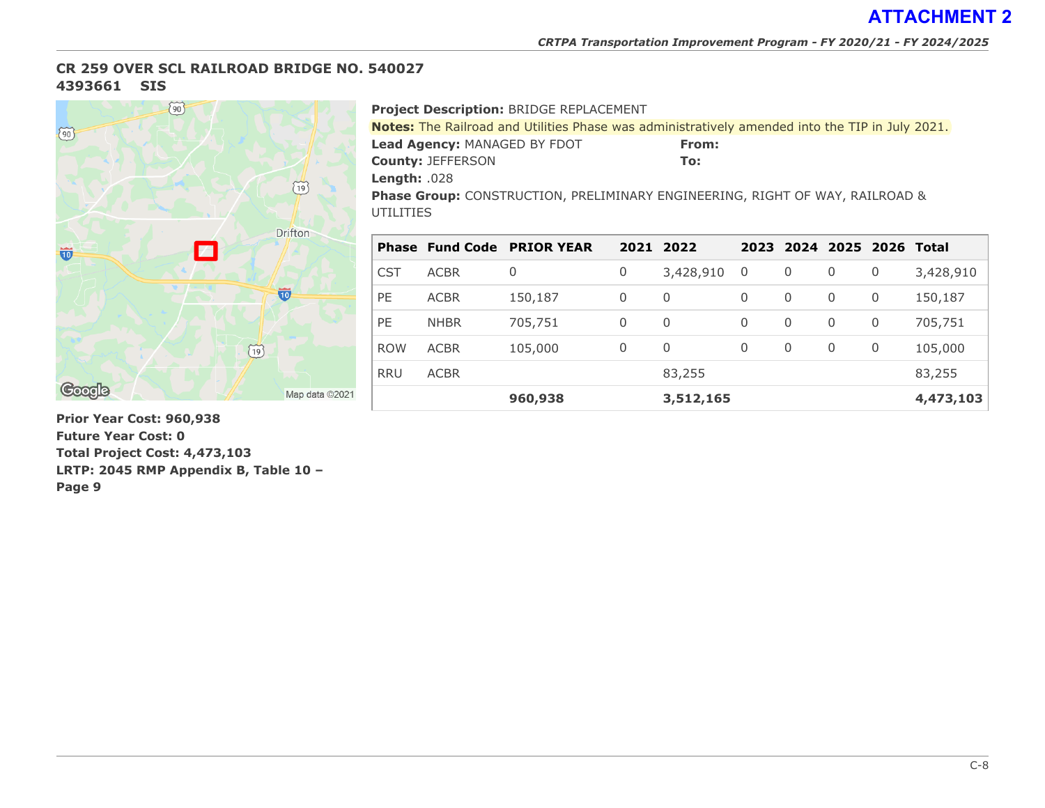**ATTACHMENT 2**

## CR 259 OVER SCL RAILROAD BRIDGE NO. 540027
**4393661 SIS**

**Project Description:** BRIDGE REPLACEMENT

**Notes:** The Railroad and Utilities Phase was administratively amended into the TIP in July 2021.

**Lead Agency:** MANAGED BY FDOT

**From:**

**County:** JEFFERSON

**To:**

**Length:** .028

**Phase Group:** CONSTRUCTION, PRELIMINARY ENGINEERING, RIGHT OF WAY, RAILROAD & UTILITIES

| Phase | Fund Code | PRIOR YEAR | 2021 | 2022 | 2023 | 2024 | 2025 | 2026 | Total |
|---|---|---|---|---|---|---|---|---|---|
| CST | ACBR | 0 | 0 | 3,428,910 | 0 | 0 | 0 | 0 | 3,428,910 |
| PE | ACBR | 150,187 | 0 | 0 | 0 | 0 | 0 | 0 | 150,187 |
| PE | NHBR | 705,751 | 0 | 0 | 0 | 0 | 0 | 0 | 705,751 |
| ROW | ACBR | 105,000 | 0 | 0 | 0 | 0 | 0 | 0 | 105,000 |
| RRU | ACBR | | | 83,255 | | | | | 83,255 |
| | | **960,938** | | **3,512,165** | | | | | **4,473,103** |

**Prior Year Cost: 960,938**
**Future Year Cost: 0**
**Total Project Cost: 4,473,103**
**LRTP: 2045 RMP Appendix B, Table 10 – Page 9**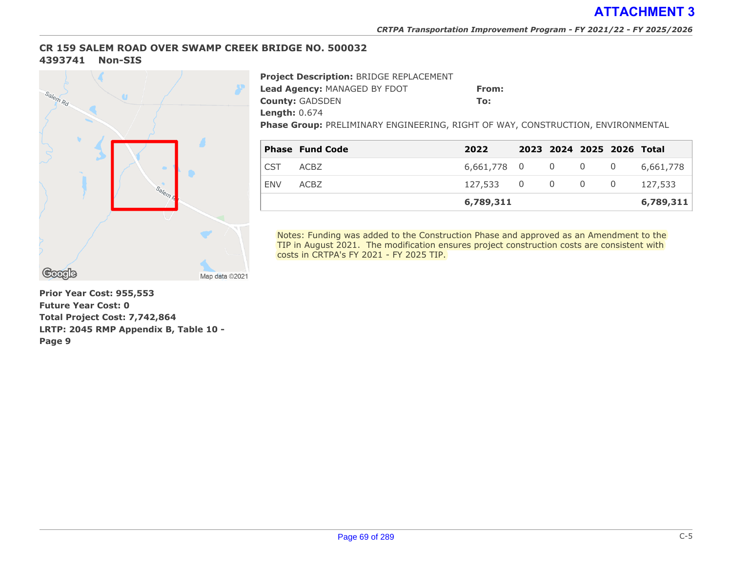**ATTACHMENT 3**

## CR 159 SALEM ROAD OVER SWAMP CREEK BRIDGE NO. 500032

**4393741 Non-SIS**

Salem Rd

Google

Map data ©2021

**Prior Year Cost:** 955,553
**Future Year Cost:** 0
**Total Project Cost:** 7,742,864
**LRTP:** 2045 RMP Appendix B, Table 10 - Page 9

**Project Description:** BRIDGE REPLACEMENT
**Lead Agency:** MANAGED BY FDOT
**County:** GADSDEN
**Length:** 0.674
**From:**
**To:**
**Phase Group:** PRELIMINARY ENGINEERING, RIGHT OF WAY, CONSTRUCTION, ENVIRONMENTAL

| Phase | Fund Code | 2022 | 2023 | 2024 | 2025 | 2026 | Total |
|---|---|---|---|---|---|---|---|
| CST | ACBZ | 6,661,778 | 0 | 0 | 0 | 0 | 6,661,778 |
| ENV | ACBZ | 127,533 | 0 | 0 | 0 | 0 | 127,533 |
| | | **6,789,311** | | | | | **6,789,311** |

Notes: Funding was added to the Construction Phase and approved as an Amendment to the TIP in August 2021. The modification ensures project construction costs are consistent with costs in CRTPA's FY 2021 - FY 2025 TIP.